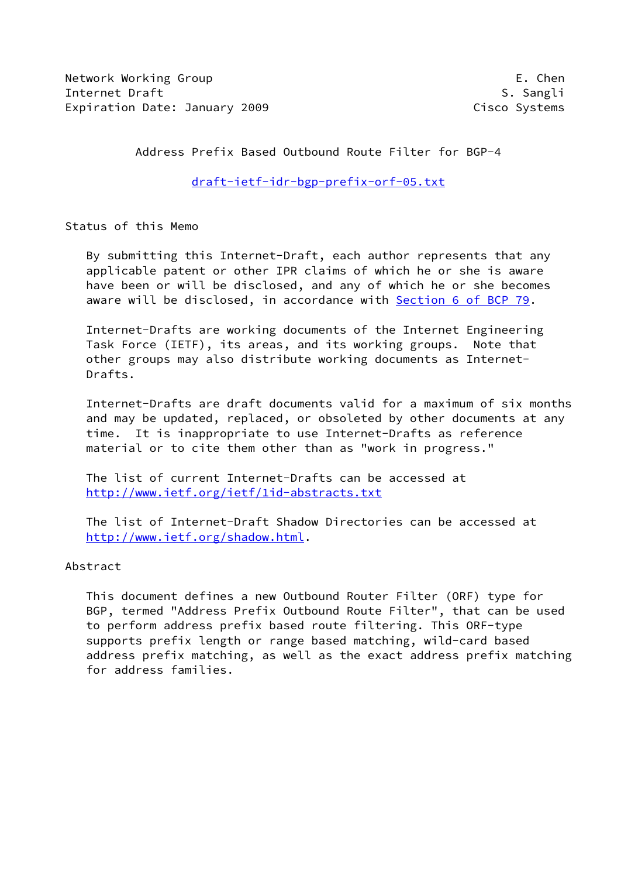Network Working Group E. Chen
Internet Draft S. Sangli
Expiration Date: January 2009 Cisco Systems

# Address Prefix Based Outbound Route Filter for BGP-4

draft-ietf-idr-bgp-prefix-orf-05.txt

## Status of this Memo

By submitting this Internet-Draft, each author represents that any applicable patent or other IPR claims of which he or she is aware have been or will be disclosed, and any of which he or she becomes aware will be disclosed, in accordance with Section 6 of BCP 79.

Internet-Drafts are working documents of the Internet Engineering Task Force (IETF), its areas, and its working groups. Note that other groups may also distribute working documents as Internet-Drafts.

Internet-Drafts are draft documents valid for a maximum of six months and may be updated, replaced, or obsoleted by other documents at any time. It is inappropriate to use Internet-Drafts as reference material or to cite them other than as "work in progress."

The list of current Internet-Drafts can be accessed at http://www.ietf.org/ietf/1id-abstracts.txt

The list of Internet-Draft Shadow Directories can be accessed at http://www.ietf.org/shadow.html.

## Abstract

This document defines a new Outbound Router Filter (ORF) type for BGP, termed "Address Prefix Outbound Route Filter", that can be used to perform address prefix based route filtering. This ORF-type supports prefix length or range based matching, wild-card based address prefix matching, as well as the exact address prefix matching for address families.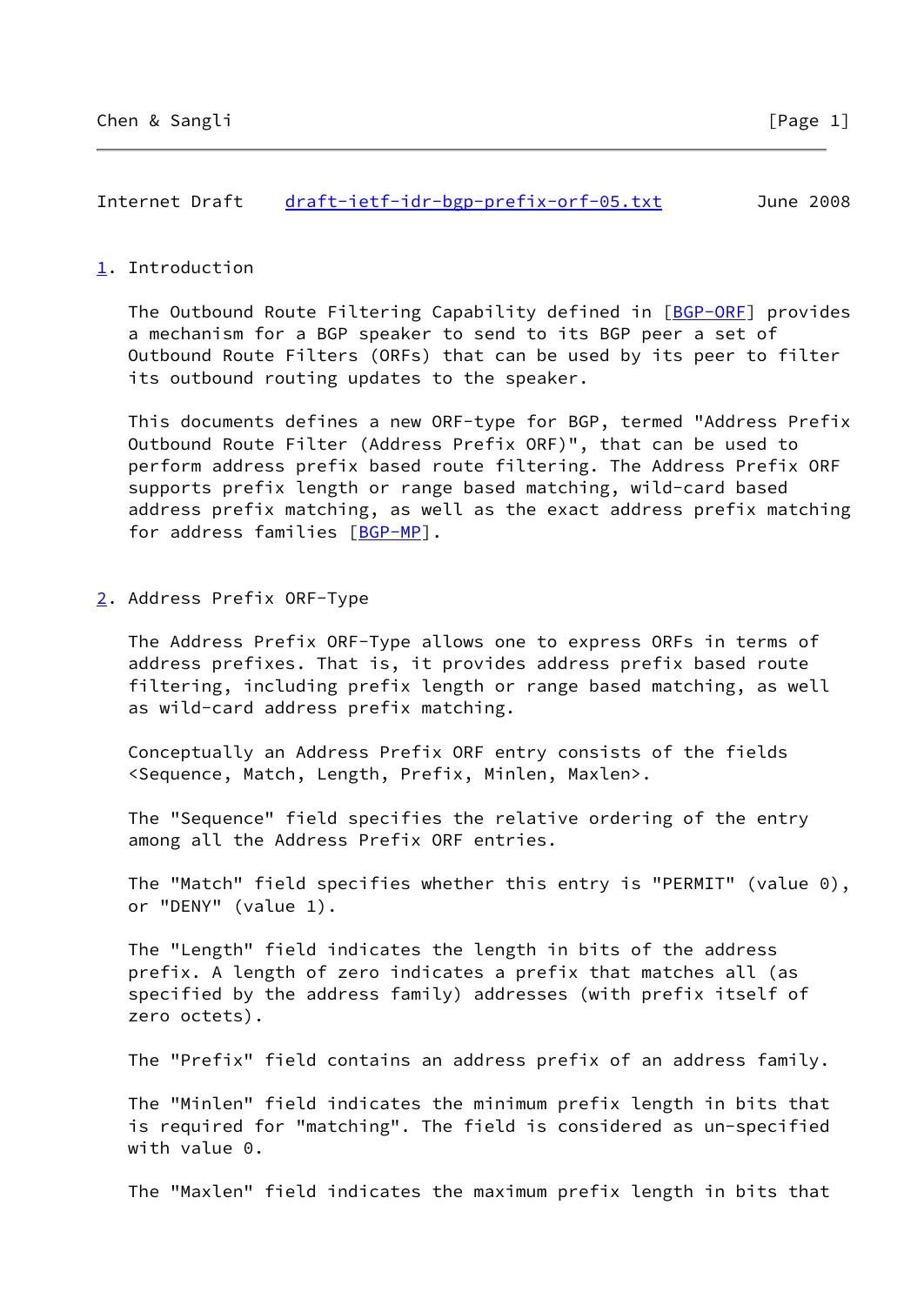## 1. Introduction

The Outbound Route Filtering Capability defined in [BGP-ORF] provides a mechanism for a BGP speaker to send to its BGP peer a set of Outbound Route Filters (ORFs) that can be used by its peer to filter its outbound routing updates to the speaker.

This documents defines a new ORF-type for BGP, termed "Address Prefix Outbound Route Filter (Address Prefix ORF)", that can be used to perform address prefix based route filtering. The Address Prefix ORF supports prefix length or range based matching, wild-card based address prefix matching, as well as the exact address prefix matching for address families [BGP-MP].

## 2. Address Prefix ORF-Type

The Address Prefix ORF-Type allows one to express ORFs in terms of address prefixes. That is, it provides address prefix based route filtering, including prefix length or range based matching, as well as wild-card address prefix matching.

Conceptually an Address Prefix ORF entry consists of the fields <Sequence, Match, Length, Prefix, Minlen, Maxlen>.

The "Sequence" field specifies the relative ordering of the entry among all the Address Prefix ORF entries.

The "Match" field specifies whether this entry is "PERMIT" (value 0), or "DENY" (value 1).

The "Length" field indicates the length in bits of the address prefix. A length of zero indicates a prefix that matches all (as specified by the address family) addresses (with prefix itself of zero octets).

The "Prefix" field contains an address prefix of an address family.

The "Minlen" field indicates the minimum prefix length in bits that is required for "matching". The field is considered as un-specified with value 0.

The "Maxlen" field indicates the maximum prefix length in bits that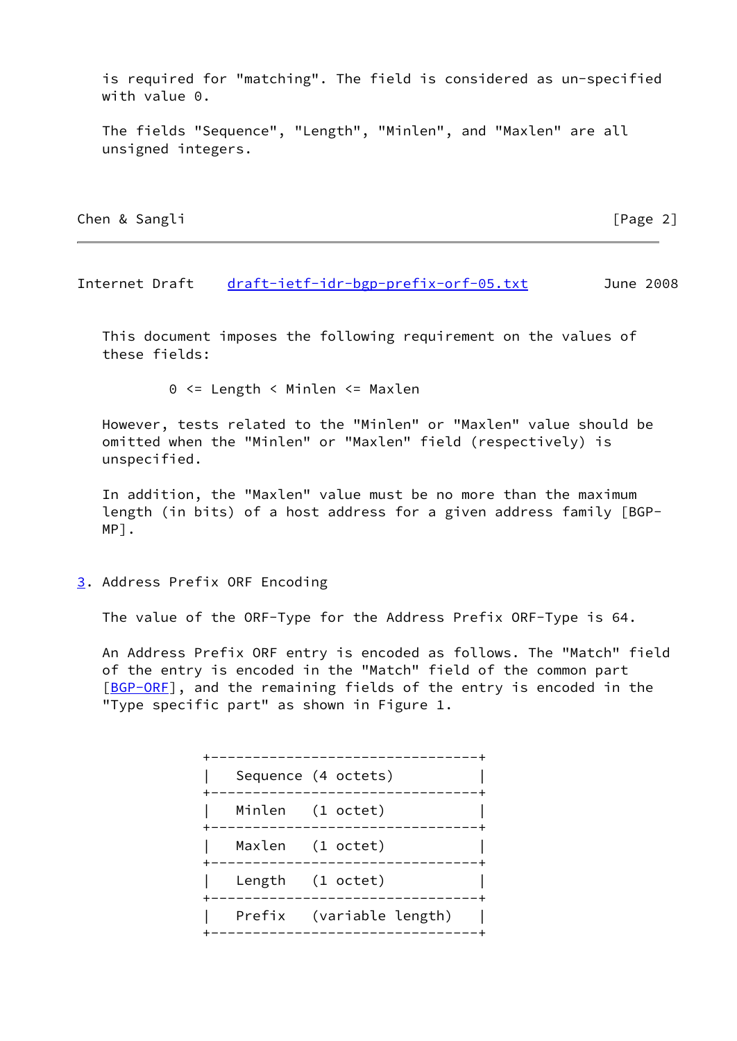is required for "matching". The field is considered as un-specified with value 0.

The fields "Sequence", "Length", "Minlen", and "Maxlen" are all unsigned integers.

This document imposes the following requirement on the values of these fields:

$$0 \le \text{Length} < \text{Minlen} \le \text{Maxlen}$$

However, tests related to the "Minlen" or "Maxlen" value should be omitted when the "Minlen" or "Maxlen" field (respectively) is unspecified.

In addition, the "Maxlen" value must be no more than the maximum length (in bits) of a host address for a given address family [BGP-MP].

## 3. Address Prefix ORF Encoding

The value of the ORF-Type for the Address Prefix ORF-Type is 64.

An Address Prefix ORF entry is encoded as follows. The "Match" field of the entry is encoded in the "Match" field of the common part [BGP-ORF], and the remaining fields of the entry is encoded in the "Type specific part" as shown in Figure 1.

```
+--------------------------------+
|   Sequence (4 octets)          |
+--------------------------------+
|   Minlen   (1 octet)           |
+--------------------------------+
|   Maxlen   (1 octet)           |
+--------------------------------+
|   Length   (1 octet)           |
+--------------------------------+
|   Prefix   (variable length)   |
+--------------------------------+
```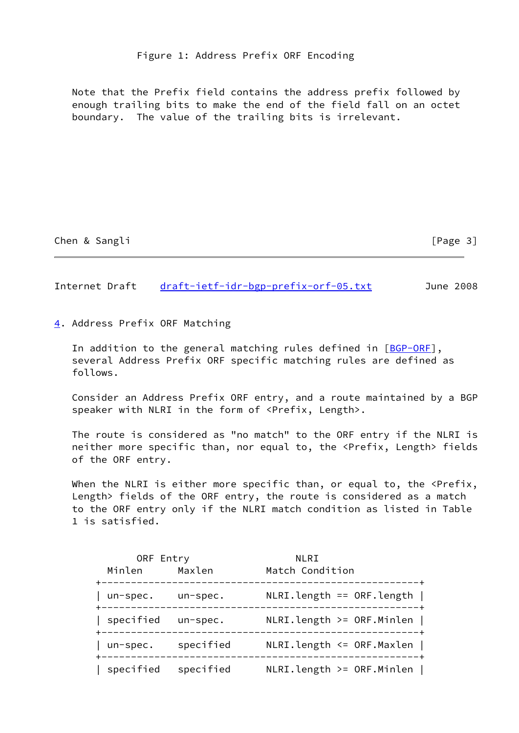Figure 1: Address Prefix ORF Encoding

Note that the Prefix field contains the address prefix followed by enough trailing bits to make the end of the field fall on an octet boundary. The value of the trailing bits is irrelevant.

## 4. Address Prefix ORF Matching

In addition to the general matching rules defined in [BGP-ORF], several Address Prefix ORF specific matching rules are defined as follows.

Consider an Address Prefix ORF entry, and a route maintained by a BGP speaker with NLRI in the form of <Prefix, Length>.

The route is considered as "no match" to the ORF entry if the NLRI is neither more specific than, nor equal to, the <Prefix, Length> fields of the ORF entry.

When the NLRI is either more specific than, or equal to, the <Prefix, Length> fields of the ORF entry, the route is considered as a match to the ORF entry only if the NLRI match condition as listed in Table 1 is satisfied.

| ORF Entry Minlen | ORF Entry Maxlen | NLRI Match Condition |
|---|---|---|
| un-spec. | un-spec. | NLRI.length == ORF.length |
| specified | un-spec. | NLRI.length >= ORF.Minlen |
| un-spec. | specified | NLRI.length <= ORF.Maxlen |
| specified | specified | NLRI.length >= ORF.Minlen |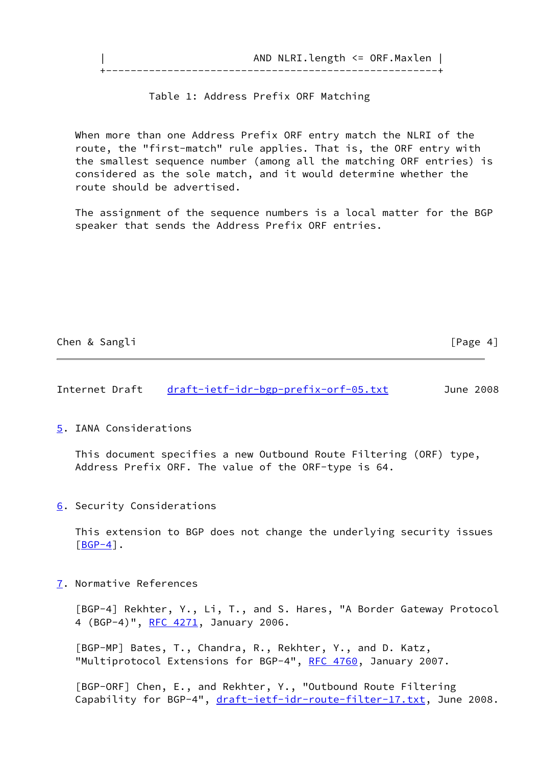```
|                          AND NLRI.length <= ORF.Maxlen |
+--------------------------------------------------------+
```

Table 1: Address Prefix ORF Matching

When more than one Address Prefix ORF entry match the NLRI of the route, the "first-match" rule applies. That is, the ORF entry with the smallest sequence number (among all the matching ORF entries) is considered as the sole match, and it would determine whether the route should be advertised.

The assignment of the sequence numbers is a local matter for the BGP speaker that sends the Address Prefix ORF entries.

## 5. IANA Considerations

This document specifies a new Outbound Route Filtering (ORF) type, Address Prefix ORF. The value of the ORF-type is 64.

## 6. Security Considerations

This extension to BGP does not change the underlying security issues [BGP-4].

## 7. Normative References

[BGP-4] Rekhter, Y., Li, T., and S. Hares, "A Border Gateway Protocol 4 (BGP-4)", RFC 4271, January 2006.

[BGP-MP] Bates, T., Chandra, R., Rekhter, Y., and D. Katz, "Multiprotocol Extensions for BGP-4", RFC 4760, January 2007.

[BGP-ORF] Chen, E., and Rekhter, Y., "Outbound Route Filtering Capability for BGP-4", draft-ietf-idr-route-filter-17.txt, June 2008.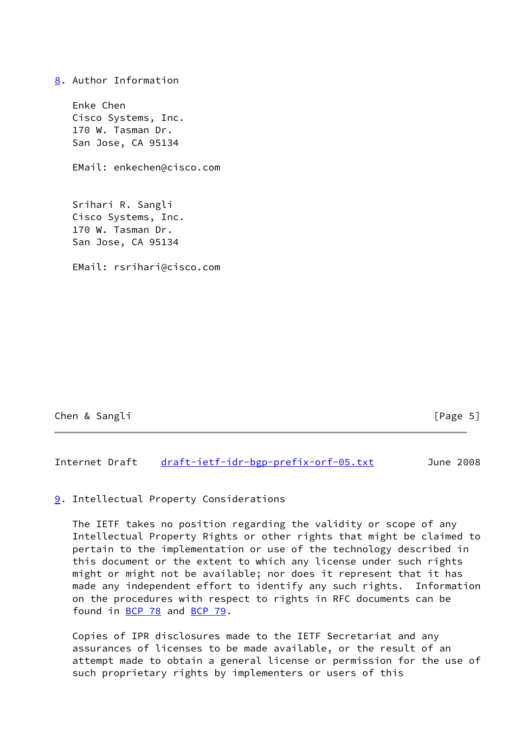## 8. Author Information

Enke Chen
Cisco Systems, Inc.
170 W. Tasman Dr.
San Jose, CA 95134

EMail: enkechen@cisco.com

Srihari R. Sangli
Cisco Systems, Inc.
170 W. Tasman Dr.
San Jose, CA 95134

EMail: rsrihari@cisco.com

## 9. Intellectual Property Considerations

The IETF takes no position regarding the validity or scope of any Intellectual Property Rights or other rights that might be claimed to pertain to the implementation or use of the technology described in this document or the extent to which any license under such rights might or might not be available; nor does it represent that it has made any independent effort to identify any such rights. Information on the procedures with respect to rights in RFC documents can be found in BCP 78 and BCP 79.

Copies of IPR disclosures made to the IETF Secretariat and any assurances of licenses to be made available, or the result of an attempt made to obtain a general license or permission for the use of such proprietary rights by implementers or users of this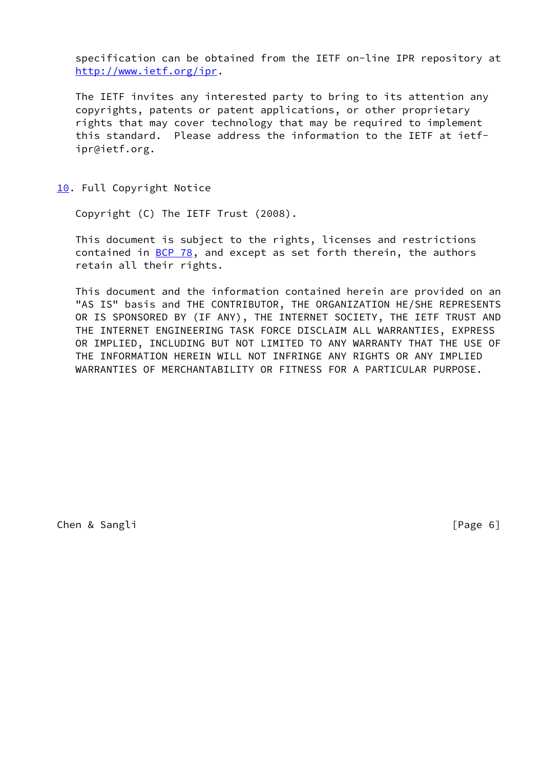specification can be obtained from the IETF on-line IPR repository at http://www.ietf.org/ipr.

The IETF invites any interested party to bring to its attention any copyrights, patents or patent applications, or other proprietary rights that may cover technology that may be required to implement this standard. Please address the information to the IETF at ietf-ipr@ietf.org.

## 10. Full Copyright Notice

Copyright (C) The IETF Trust (2008).

This document is subject to the rights, licenses and restrictions contained in BCP 78, and except as set forth therein, the authors retain all their rights.

This document and the information contained herein are provided on an "AS IS" basis and THE CONTRIBUTOR, THE ORGANIZATION HE/SHE REPRESENTS OR IS SPONSORED BY (IF ANY), THE INTERNET SOCIETY, THE IETF TRUST AND THE INTERNET ENGINEERING TASK FORCE DISCLAIM ALL WARRANTIES, EXPRESS OR IMPLIED, INCLUDING BUT NOT LIMITED TO ANY WARRANTY THAT THE USE OF THE INFORMATION HEREIN WILL NOT INFRINGE ANY RIGHTS OR ANY IMPLIED WARRANTIES OF MERCHANTABILITY OR FITNESS FOR A PARTICULAR PURPOSE.